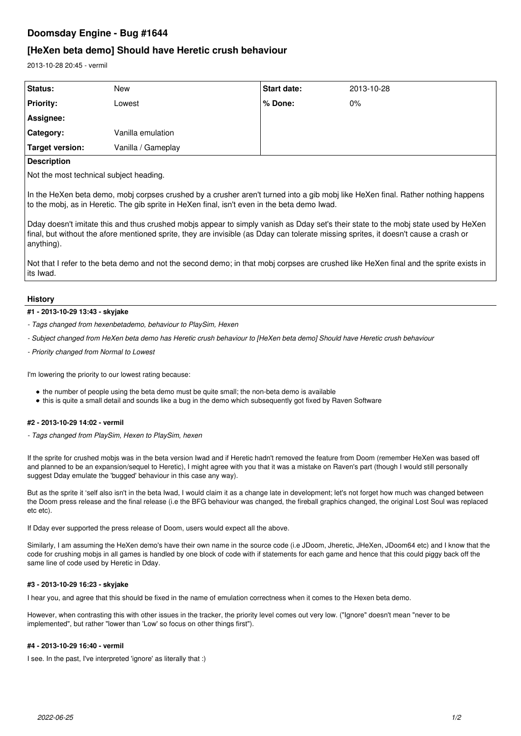# Doomsday Engine - Bug #1644

## [HeXen beta demo] Should have Heretic crush behaviour

2013-10-28 20:45 - vermil

| Status: | New | Start date: | 2013-10-28 |
|---|---|---|---|
| Priority: | Lowest | % Done: | 0% |
| Assignee: | | | |
| Category: | Vanilla emulation | | |
| Target version: | Vanilla / Gameplay | | |

**Description**

Not the most technical subject heading.

In the HeXen beta demo, mobj corpses crushed by a crusher aren't turned into a gib mobj like HeXen final. Rather nothing happens to the mobj, as in Heretic. The gib sprite in HeXen final, isn't even in the beta demo Iwad.

Dday doesn't imitate this and thus crushed mobjs appear to simply vanish as Dday set's their state to the mobj state used by HeXen final, but without the afore mentioned sprite, they are invisible (as Dday can tolerate missing sprites, it doesn't cause a crash or anything).

Not that I refer to the beta demo and not the second demo; in that mobj corpses are crushed like HeXen final and the sprite exists in its Iwad.

### History

#### #1 - 2013-10-29 13:43 - skyjake

*- Tags changed from hexenbetademo, behaviour to PlaySim, Hexen*

*- Subject changed from HeXen beta demo has Heretic crush behaviour to [HeXen beta demo] Should have Heretic crush behaviour*

*- Priority changed from Normal to Lowest*

I'm lowering the priority to our lowest rating because:

- the number of people using the beta demo must be quite small; the non-beta demo is available
- this is quite a small detail and sounds like a bug in the demo which subsequently got fixed by Raven Software

#### #2 - 2013-10-29 14:02 - vermil

*- Tags changed from PlaySim, Hexen to PlaySim, hexen*

If the sprite for crushed mobjs was in the beta version Iwad and if Heretic hadn't removed the feature from Doom (remember HeXen was based off and planned to be an expansion/sequel to Heretic), I might agree with you that it was a mistake on Raven's part (though I would still personally suggest Dday emulate the 'bugged' behaviour in this case any way).

But as the sprite it 'self also isn't in the beta Iwad, I would claim it as a change late in development; let's not forget how much was changed between the Doom press release and the final release (i.e the BFG behaviour was changed, the fireball graphics changed, the original Lost Soul was replaced etc etc).

If Dday ever supported the press release of Doom, users would expect all the above.

Similarly, I am assuming the HeXen demo's have their own name in the source code (i.e JDoom, Jheretic, JHeXen, JDoom64 etc) and I know that the code for crushing mobjs in all games is handled by one block of code with if statements for each game and hence that this could piggy back off the same line of code used by Heretic in Dday.

#### #3 - 2013-10-29 16:23 - skyjake

I hear you, and agree that this should be fixed in the name of emulation correctness when it comes to the Hexen beta demo.

However, when contrasting this with other issues in the tracker, the priority level comes out very low. ("Ignore" doesn't mean "never to be implemented", but rather "lower than 'Low' so focus on other things first").

#### #4 - 2013-10-29 16:40 - vermil

I see. In the past, I've interpreted 'ignore' as literally that :)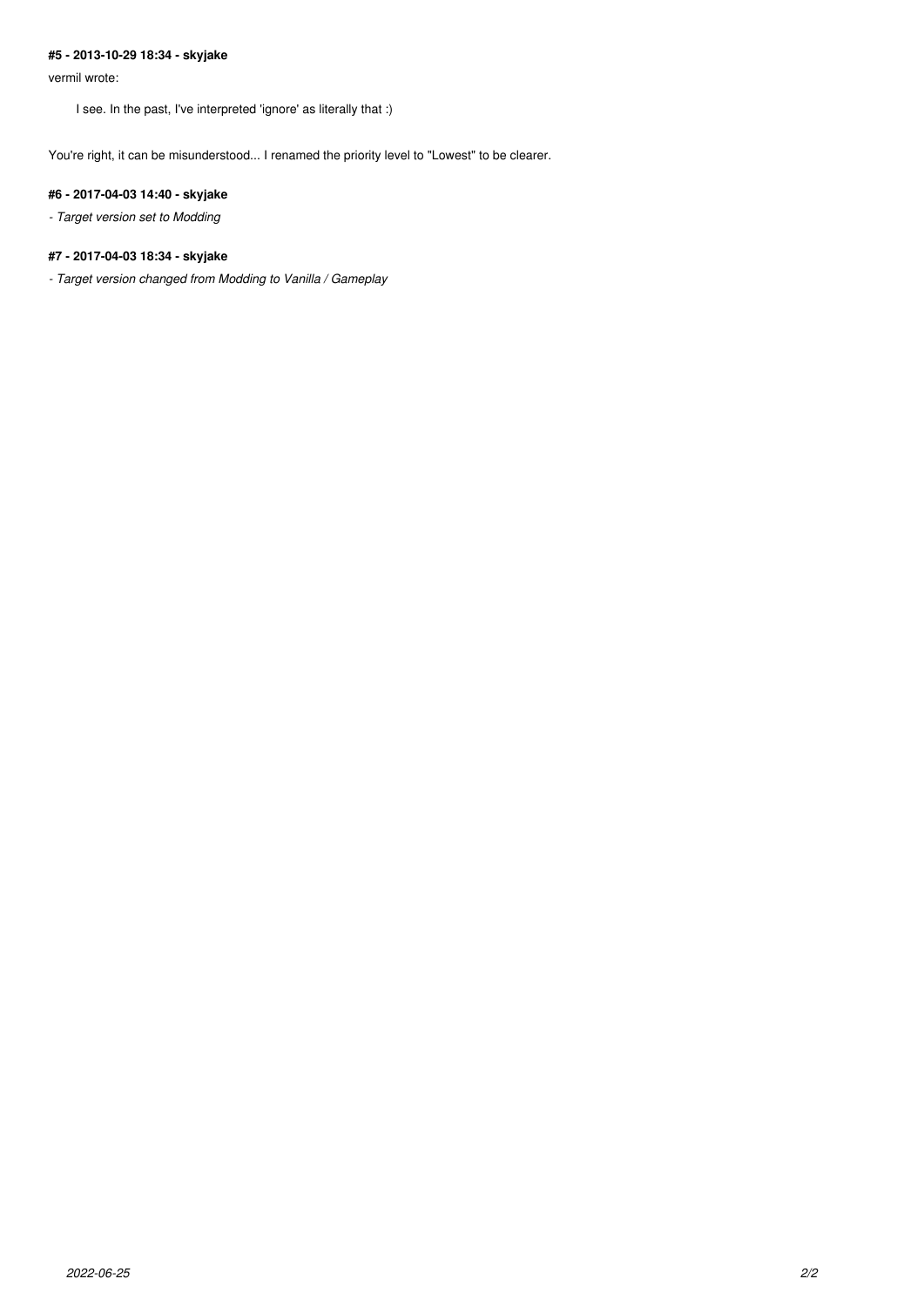#### #5 - 2013-10-29 18:34 - skyjake

vermil wrote:

> I see. In the past, I've interpreted 'ignore' as literally that :)

You're right, it can be misunderstood... I renamed the priority level to "Lowest" to be clearer.

#### #6 - 2017-04-03 14:40 - skyjake

*- Target version set to Modding*

#### #7 - 2017-04-03 18:34 - skyjake

*- Target version changed from Modding to Vanilla / Gameplay*